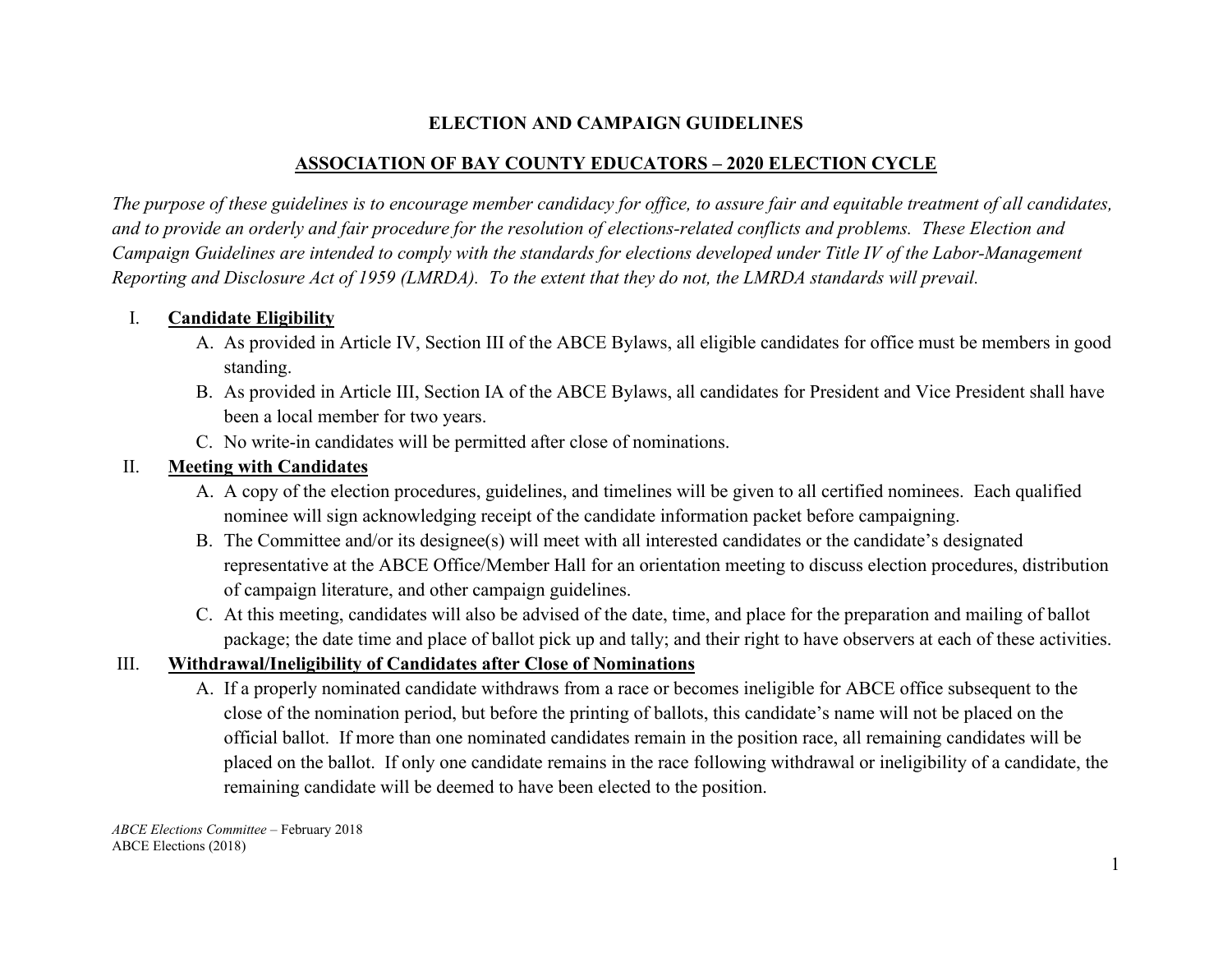# ELECTION AND CAMPAIGN GUIDELINES

## ASSOCIATION OF BAY COUNTY EDUCATORS – 2020 ELECTION CYCLE

*The purpose of these guidelines is to encourage member candidacy for office, to assure fair and equitable treatment of all candidates, and to provide an orderly and fair procedure for the resolution of elections-related conflicts and problems. These Election and Campaign Guidelines are intended to comply with the standards for elections developed under Title IV of the Labor-Management Reporting and Disclosure Act of 1959 (LMRDA). To the extent that they do not, the LMRDA standards will prevail.*

I. **Candidate Eligibility**

   A. As provided in Article IV, Section III of the ABCE Bylaws, all eligible candidates for office must be members in good standing.

   B. As provided in Article III, Section IA of the ABCE Bylaws, all candidates for President and Vice President shall have been a local member for two years.

   C. No write-in candidates will be permitted after close of nominations.

II. **Meeting with Candidates**

   A. A copy of the election procedures, guidelines, and timelines will be given to all certified nominees. Each qualified nominee will sign acknowledging receipt of the candidate information packet before campaigning.

   B. The Committee and/or its designee(s) will meet with all interested candidates or the candidate's designated representative at the ABCE Office/Member Hall for an orientation meeting to discuss election procedures, distribution of campaign literature, and other campaign guidelines.

   C. At this meeting, candidates will also be advised of the date, time, and place for the preparation and mailing of ballot package; the date time and place of ballot pick up and tally; and their right to have observers at each of these activities.

III. **Withdrawal/Ineligibility of Candidates after Close of Nominations**

   A. If a properly nominated candidate withdraws from a race or becomes ineligible for ABCE office subsequent to the close of the nomination period, but before the printing of ballots, this candidate's name will not be placed on the official ballot. If more than one nominated candidates remain in the position race, all remaining candidates will be placed on the ballot. If only one candidate remains in the race following withdrawal or ineligibility of a candidate, the remaining candidate will be deemed to have been elected to the position.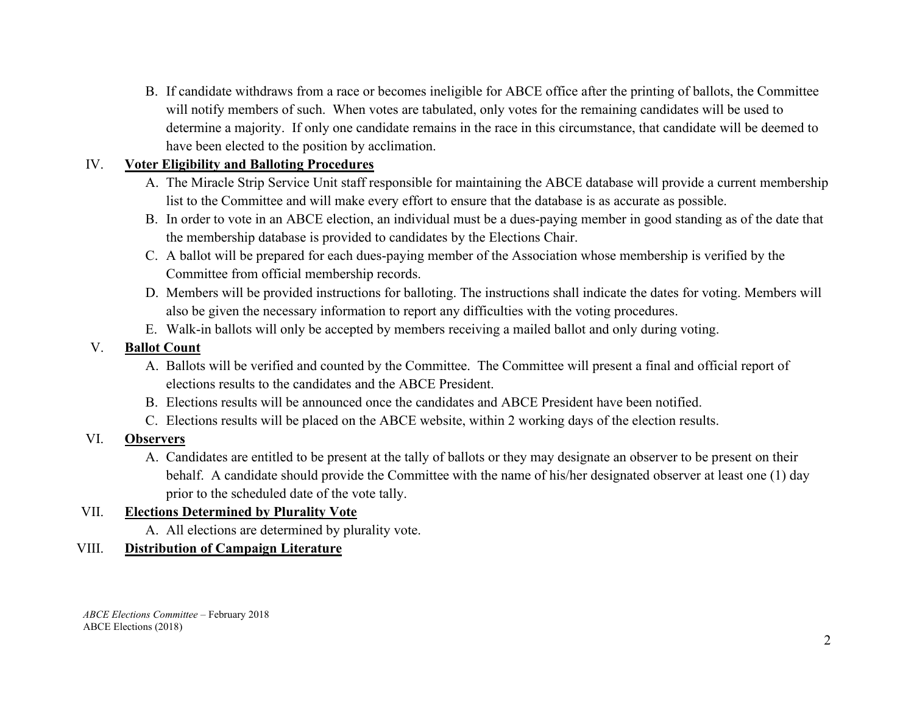B. If candidate withdraws from a race or becomes ineligible for ABCE office after the printing of ballots, the Committee will notify members of such. When votes are tabulated, only votes for the remaining candidates will be used to determine a majority. If only one candidate remains in the race in this circumstance, that candidate will be deemed to have been elected to the position by acclimation.

IV. **<u>Voter Eligibility and Balloting Procedures</u>**

A. The Miracle Strip Service Unit staff responsible for maintaining the ABCE database will provide a current membership list to the Committee and will make every effort to ensure that the database is as accurate as possible.

B. In order to vote in an ABCE election, an individual must be a dues-paying member in good standing as of the date that the membership database is provided to candidates by the Elections Chair.

C. A ballot will be prepared for each dues-paying member of the Association whose membership is verified by the Committee from official membership records.

D. Members will be provided instructions for balloting. The instructions shall indicate the dates for voting. Members will also be given the necessary information to report any difficulties with the voting procedures.

E. Walk-in ballots will only be accepted by members receiving a mailed ballot and only during voting.

V. **<u>Ballot Count</u>**

A. Ballots will be verified and counted by the Committee. The Committee will present a final and official report of elections results to the candidates and the ABCE President.

B. Elections results will be announced once the candidates and ABCE President have been notified.

C. Elections results will be placed on the ABCE website, within 2 working days of the election results.

VI. **<u>Observers</u>**

A. Candidates are entitled to be present at the tally of ballots or they may designate an observer to be present on their behalf. A candidate should provide the Committee with the name of his/her designated observer at least one (1) day prior to the scheduled date of the vote tally.

VII. **<u>Elections Determined by Plurality Vote</u>**

A. All elections are determined by plurality vote.

VIII. **<u>Distribution of Campaign Literature</u>**

*ABCE Elections Committee* – February 2018
ABCE Elections (2018)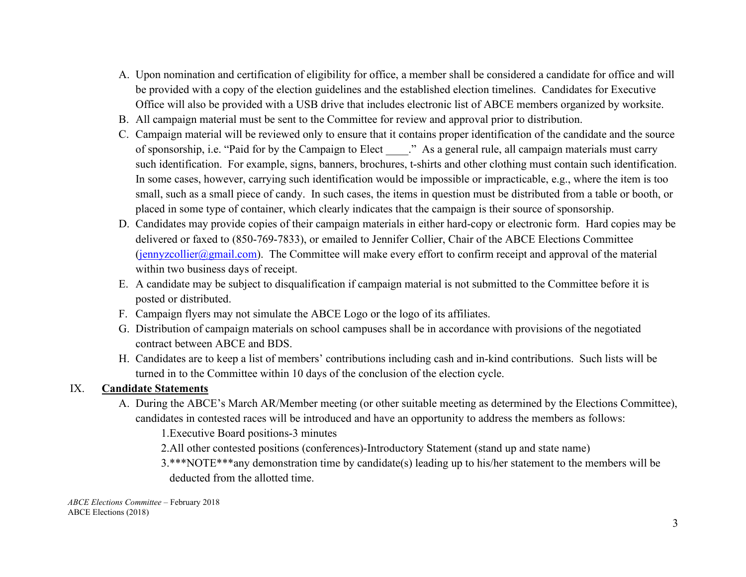A. Upon nomination and certification of eligibility for office, a member shall be considered a candidate for office and will be provided with a copy of the election guidelines and the established election timelines. Candidates for Executive Office will also be provided with a USB drive that includes electronic list of ABCE members organized by worksite.

B. All campaign material must be sent to the Committee for review and approval prior to distribution.

C. Campaign material will be reviewed only to ensure that it contains proper identification of the candidate and the source of sponsorship, i.e. "Paid for by the Campaign to Elect ____." As a general rule, all campaign materials must carry such identification. For example, signs, banners, brochures, t-shirts and other clothing must contain such identification. In some cases, however, carrying such identification would be impossible or impracticable, e.g., where the item is too small, such as a small piece of candy. In such cases, the items in question must be distributed from a table or booth, or placed in some type of container, which clearly indicates that the campaign is their source of sponsorship.

D. Candidates may provide copies of their campaign materials in either hard-copy or electronic form. Hard copies may be delivered or faxed to (850-769-7833), or emailed to Jennifer Collier, Chair of the ABCE Elections Committee (jennyzcollier@gmail.com). The Committee will make every effort to confirm receipt and approval of the material within two business days of receipt.

E. A candidate may be subject to disqualification if campaign material is not submitted to the Committee before it is posted or distributed.

F. Campaign flyers may not simulate the ABCE Logo or the logo of its affiliates.

G. Distribution of campaign materials on school campuses shall be in accordance with provisions of the negotiated contract between ABCE and BDS.

H. Candidates are to keep a list of members' contributions including cash and in-kind contributions. Such lists will be turned in to the Committee within 10 days of the conclusion of the election cycle.

## IX. **Candidate Statements**

A. During the ABCE's March AR/Member meeting (or other suitable meeting as determined by the Elections Committee), candidates in contested races will be introduced and have an opportunity to address the members as follows:

1. Executive Board positions-3 minutes
2. All other contested positions (conferences)-Introductory Statement (stand up and state name)
3. ***NOTE***any demonstration time by candidate(s) leading up to his/her statement to the members will be deducted from the allotted time.

*ABCE Elections Committee* – February 2018
ABCE Elections (2018)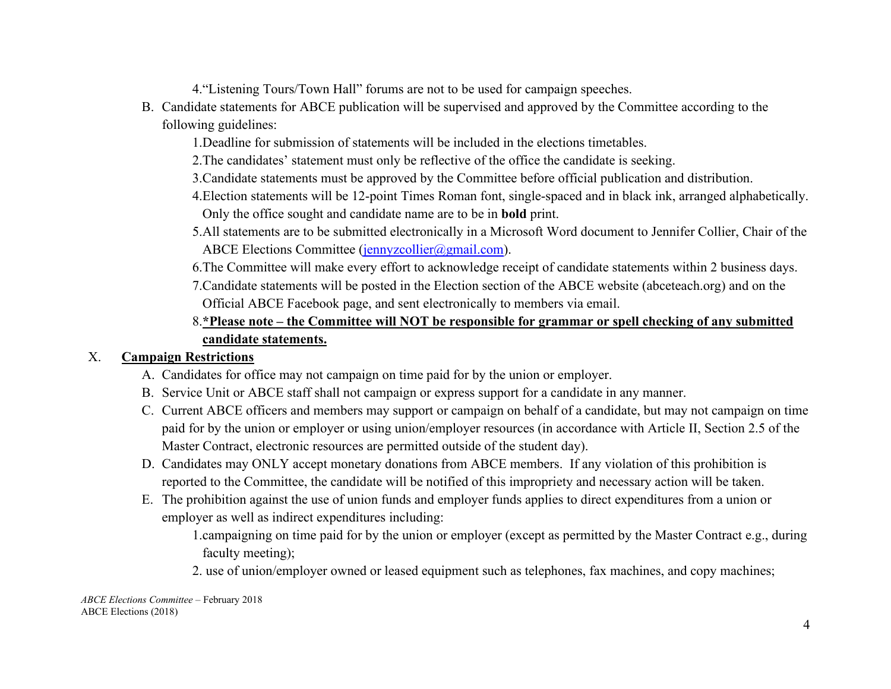4. "Listening Tours/Town Hall" forums are not to be used for campaign speeches.

B. Candidate statements for ABCE publication will be supervised and approved by the Committee according to the following guidelines:

   1. Deadline for submission of statements will be included in the elections timetables.
   2. The candidates' statement must only be reflective of the office the candidate is seeking.
   3. Candidate statements must be approved by the Committee before official publication and distribution.
   4. Election statements will be 12-point Times Roman font, single-spaced and in black ink, arranged alphabetically. Only the office sought and candidate name are to be in **bold** print.
   5. All statements are to be submitted electronically in a Microsoft Word document to Jennifer Collier, Chair of the ABCE Elections Committee (jennyzcollier@gmail.com).
   6. The Committee will make every effort to acknowledge receipt of candidate statements within 2 business days.
   7. Candidate statements will be posted in the Election section of the ABCE website (abceteach.org) and on the Official ABCE Facebook page, and sent electronically to members via email.
   8. ***Please note – the Committee will NOT be responsible for grammar or spell checking of any submitted candidate statements.**

## X. Campaign Restrictions

A. Candidates for office may not campaign on time paid for by the union or employer.

B. Service Unit or ABCE staff shall not campaign or express support for a candidate in any manner.

C. Current ABCE officers and members may support or campaign on behalf of a candidate, but may not campaign on time paid for by the union or employer or using union/employer resources (in accordance with Article II, Section 2.5 of the Master Contract, electronic resources are permitted outside of the student day).

D. Candidates may ONLY accept monetary donations from ABCE members. If any violation of this prohibition is reported to the Committee, the candidate will be notified of this impropriety and necessary action will be taken.

E. The prohibition against the use of union funds and employer funds applies to direct expenditures from a union or employer as well as indirect expenditures including:

   1. campaigning on time paid for by the union or employer (except as permitted by the Master Contract e.g., during faculty meeting);
   2. use of union/employer owned or leased equipment such as telephones, fax machines, and copy machines;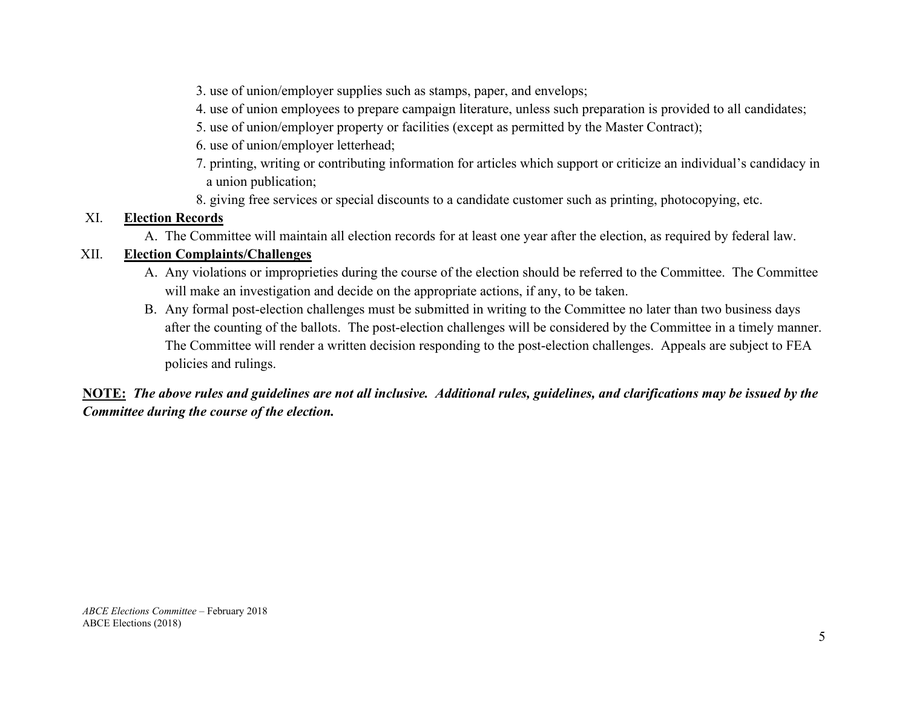3. use of union/employer supplies such as stamps, paper, and envelops;
4. use of union employees to prepare campaign literature, unless such preparation is provided to all candidates;
5. use of union/employer property or facilities (except as permitted by the Master Contract);
6. use of union/employer letterhead;
7. printing, writing or contributing information for articles which support or criticize an individual's candidacy in a union publication;
8. giving free services or special discounts to a candidate customer such as printing, photocopying, etc.

## XI. **Election Records**

A. The Committee will maintain all election records for at least one year after the election, as required by federal law.

## XII. **Election Complaints/Challenges**

A. Any violations or improprieties during the course of the election should be referred to the Committee. The Committee will make an investigation and decide on the appropriate actions, if any, to be taken.

B. Any formal post-election challenges must be submitted in writing to the Committee no later than two business days after the counting of the ballots. The post-election challenges will be considered by the Committee in a timely manner. The Committee will render a written decision responding to the post-election challenges. Appeals are subject to FEA policies and rulings.

**NOTE:** ***The above rules and guidelines are not all inclusive. Additional rules, guidelines, and clarifications may be issued by the Committee during the course of the election.***